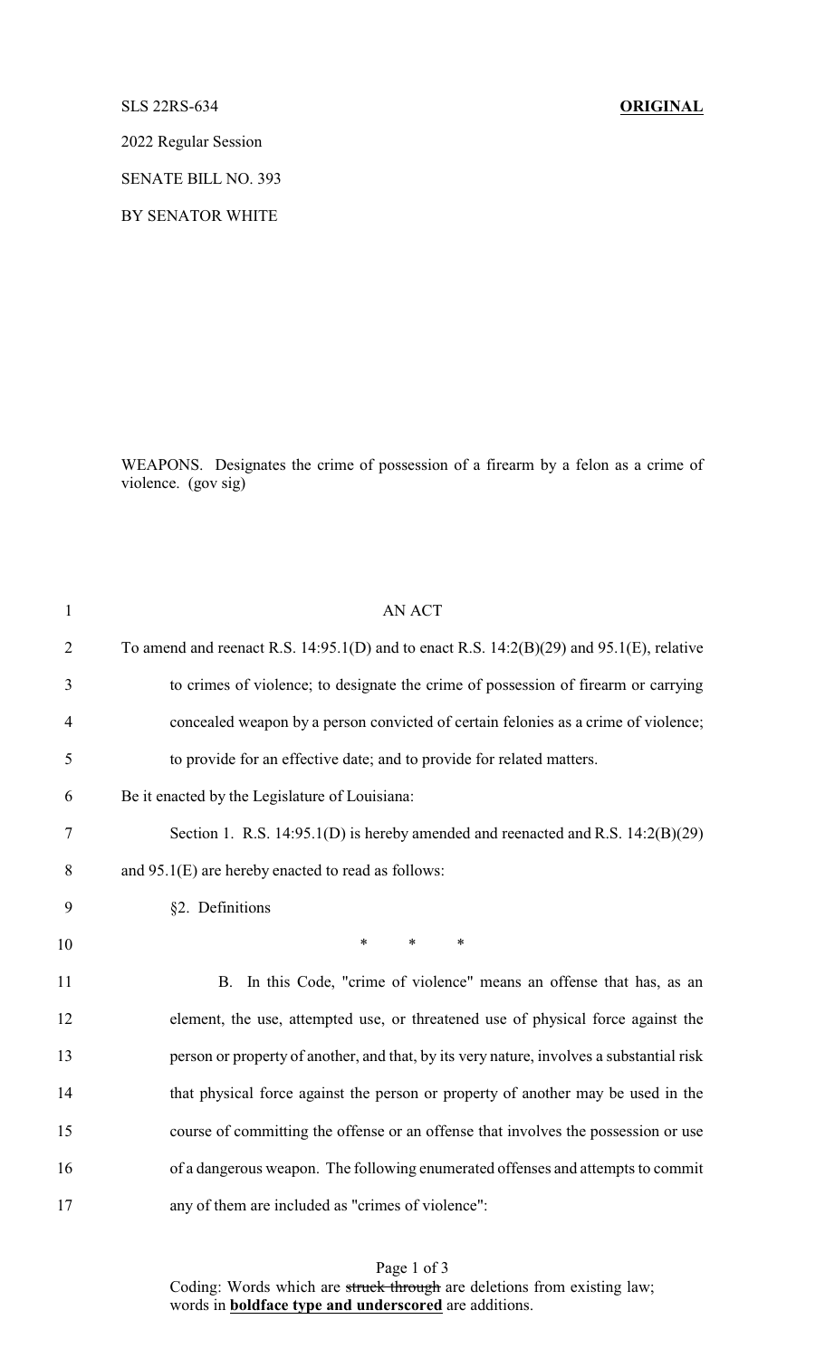SLS 22RS-634 **ORIGINAL**

2022 Regular Session

SENATE BILL NO. 393

BY SENATOR WHITE

WEAPONS. Designates the crime of possession of a firearm by a felon as a crime of violence. (gov sig)

AN ACT

To amend and reenact R.S. 14:95.1(D) and to enact R.S. 14:2(B)(29) and 95.1(E), relative to crimes of violence; to designate the crime of possession of firearm or carrying concealed weapon by a person convicted of certain felonies as a crime of violence; to provide for an effective date; and to provide for related matters.

Be it enacted by the Legislature of Louisiana:

Section 1. R.S. 14:95.1(D) is hereby amended and reenacted and R.S. 14:2(B)(29) and 95.1(E) are hereby enacted to read as follows:

§2. Definitions

\* \* \*

B. In this Code, "crime of violence" means an offense that has, as an element, the use, attempted use, or threatened use of physical force against the person or property of another, and that, by its very nature, involves a substantial risk that physical force against the person or property of another may be used in the course of committing the offense or an offense that involves the possession or use of a dangerous weapon. The following enumerated offenses and attempts to commit any of them are included as "crimes of violence":

Coding: Words which are ~~struck through~~ are deletions from existing law; words in **<u>boldface type and underscored</u>** are additions.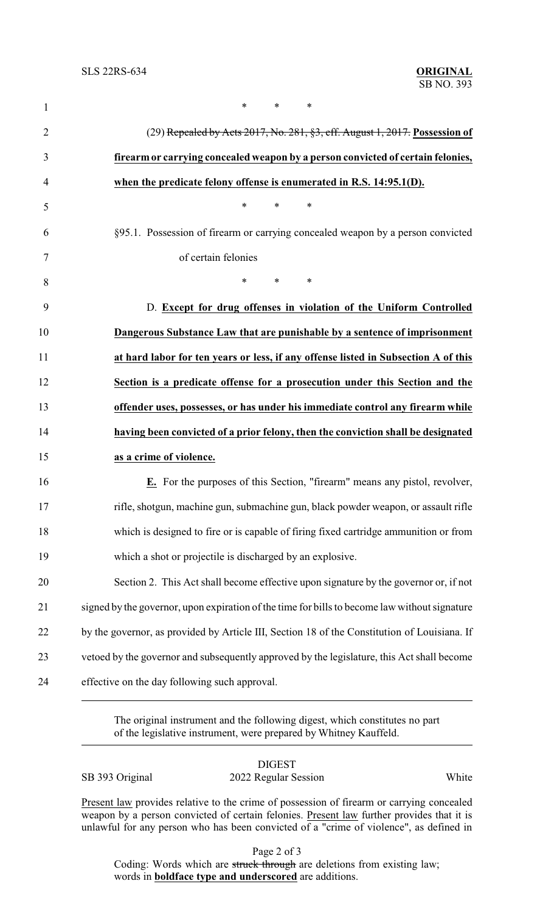\* \* \*

(29) ~~Repealed by Acts 2017, No. 281, §3, eff. August 1, 2017.~~ **Possession of firearm or carrying concealed weapon by a person convicted of certain felonies, when the predicate felony offense is enumerated in R.S. 14:95.1(D).**

\* \* \*

§95.1. Possession of firearm or carrying concealed weapon by a person convicted of certain felonies

\* \* \*

D. **Except for drug offenses in violation of the Uniform Controlled Dangerous Substance Law that are punishable by a sentence of imprisonment at hard labor for ten years or less, if any offense listed in Subsection A of this Section is a predicate offense for a prosecution under this Section and the offender uses, possesses, or has under his immediate control any firearm while having been convicted of a prior felony, then the conviction shall be designated as a crime of violence.**

**E.** For the purposes of this Section, "firearm" means any pistol, revolver, rifle, shotgun, machine gun, submachine gun, black powder weapon, or assault rifle which is designed to fire or is capable of firing fixed cartridge ammunition or from which a shot or projectile is discharged by an explosive.

Section 2. This Act shall become effective upon signature by the governor or, if not signed by the governor, upon expiration of the time for bills to become law without signature by the governor, as provided by Article III, Section 18 of the Constitution of Louisiana. If vetoed by the governor and subsequently approved by the legislature, this Act shall become effective on the day following such approval.

---

The original instrument and the following digest, which constitutes no part of the legislative instrument, were prepared by Whitney Kauffeld.

---

DIGEST

SB 393 Original | 2022 Regular Session | White

Present law provides relative to the crime of possession of firearm or carrying concealed weapon by a person convicted of certain felonies. Present law further provides that it is unlawful for any person who has been convicted of a "crime of violence", as defined in

Coding: Words which are ~~struck through~~ are deletions from existing law; words in **boldface type and underscored** are additions.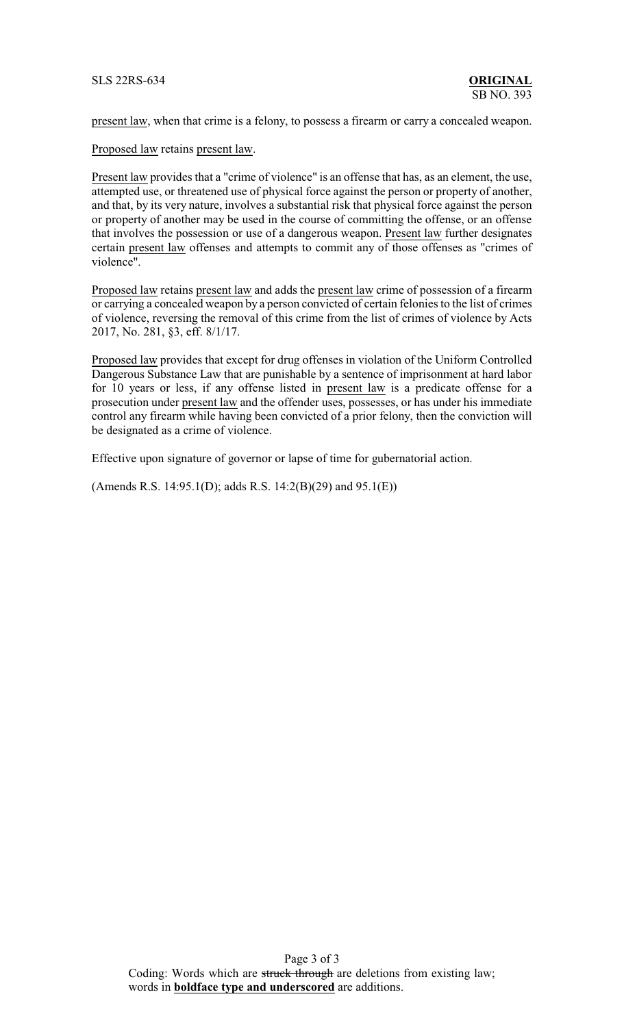present law, when that crime is a felony, to possess a firearm or carry a concealed weapon.

Proposed law retains present law.

Present law provides that a "crime of violence" is an offense that has, as an element, the use, attempted use, or threatened use of physical force against the person or property of another, and that, by its very nature, involves a substantial risk that physical force against the person or property of another may be used in the course of committing the offense, or an offense that involves the possession or use of a dangerous weapon. Present law further designates certain present law offenses and attempts to commit any of those offenses as "crimes of violence".

Proposed law retains present law and adds the present law crime of possession of a firearm or carrying a concealed weapon by a person convicted of certain felonies to the list of crimes of violence, reversing the removal of this crime from the list of crimes of violence by Acts 2017, No. 281, §3, eff. 8/1/17.

Proposed law provides that except for drug offenses in violation of the Uniform Controlled Dangerous Substance Law that are punishable by a sentence of imprisonment at hard labor for 10 years or less, if any offense listed in present law is a predicate offense for a prosecution under present law and the offender uses, possesses, or has under his immediate control any firearm while having been convicted of a prior felony, then the conviction will be designated as a crime of violence.

Effective upon signature of governor or lapse of time for gubernatorial action.

(Amends R.S. 14:95.1(D); adds R.S. 14:2(B)(29) and 95.1(E))

Coding: Words which are ~~struck through~~ are deletions from existing law; words in **boldface type and underscored** are additions.